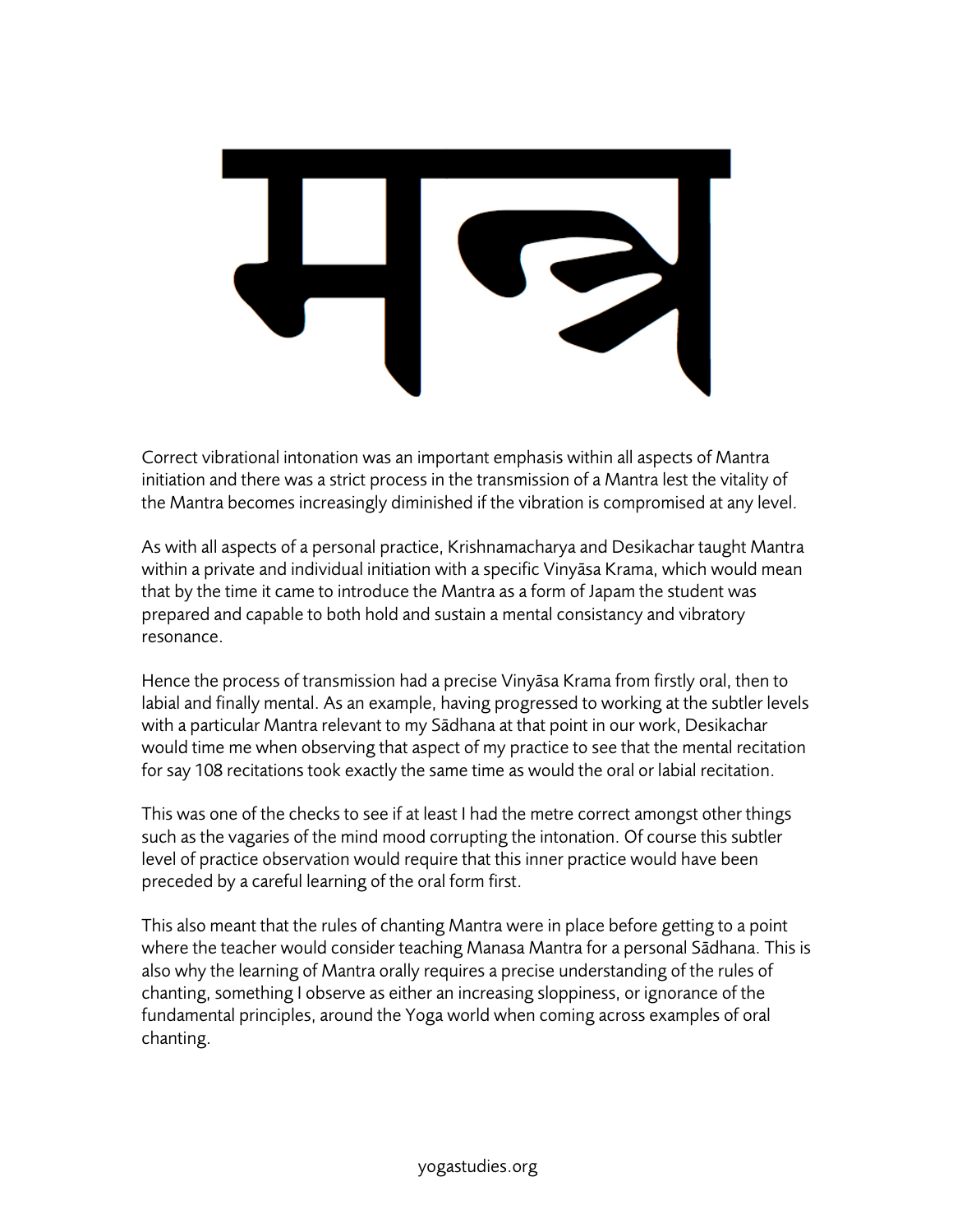# मन्त्र

Correct vibrational intonation was an important emphasis within all aspects of Mantra initiation and there was a strict process in the transmission of a Mantra lest the vitality of the Mantra becomes increasingly diminished if the vibration is compromised at any level.

As with all aspects of a personal practice, Krishnamacharya and Desikachar taught Mantra within a private and individual initiation with a specific Vinyāsa Krama, which would mean that by the time it came to introduce the Mantra as a form of Japam the student was prepared and capable to both hold and sustain a mental consistancy and vibratory resonance.

Hence the process of transmission had a precise Vinyāsa Krama from firstly oral, then to labial and finally mental. As an example, having progressed to working at the subtler levels with a particular Mantra relevant to my Sādhana at that point in our work, Desikachar would time me when observing that aspect of my practice to see that the mental recitation for say 108 recitations took exactly the same time as would the oral or labial recitation.

This was one of the checks to see if at least I had the metre correct amongst other things such as the vagaries of the mind mood corrupting the intonation. Of course this subtler level of practice observation would require that this inner practice would have been preceded by a careful learning of the oral form first.

This also meant that the rules of chanting Mantra were in place before getting to a point where the teacher would consider teaching Manasa Mantra for a personal Sādhana. This is also why the learning of Mantra orally requires a precise understanding of the rules of chanting, something I observe as either an increasing sloppiness, or ignorance of the fundamental principles, around the Yoga world when coming across examples of oral chanting.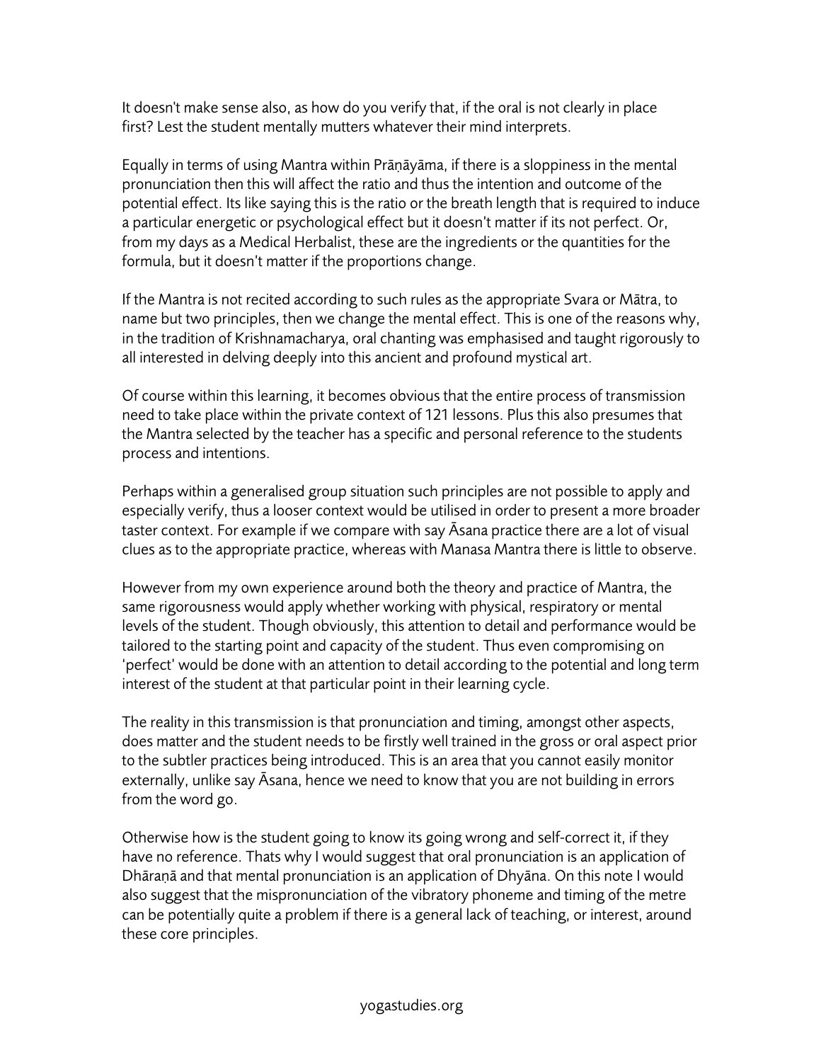It doesn't make sense also, as how do you verify that, if the oral is not clearly in place first? Lest the student mentally mutters whatever their mind interprets.

Equally in terms of using Mantra within Prāṇāyāma, if there is a sloppiness in the mental pronunciation then this will affect the ratio and thus the intention and outcome of the potential effect. Its like saying this is the ratio or the breath length that is required to induce a particular energetic or psychological effect but it doesn't matter if its not perfect. Or, from my days as a Medical Herbalist, these are the ingredients or the quantities for the formula, but it doesn't matter if the proportions change.

If the Mantra is not recited according to such rules as the appropriate Svara or Mātra, to name but two principles, then we change the mental effect. This is one of the reasons why, in the tradition of Krishnamacharya, oral chanting was emphasised and taught rigorously to all interested in delving deeply into this ancient and profound mystical art.

Of course within this learning, it becomes obvious that the entire process of transmission need to take place within the private context of 121 lessons. Plus this also presumes that the Mantra selected by the teacher has a specific and personal reference to the students process and intentions.

Perhaps within a generalised group situation such principles are not possible to apply and especially verify, thus a looser context would be utilised in order to present a more broader taster context. For example if we compare with say Āsana practice there are a lot of visual clues as to the appropriate practice, whereas with Manasa Mantra there is little to observe.

However from my own experience around both the theory and practice of Mantra, the same rigorousness would apply whether working with physical, respiratory or mental levels of the student. Though obviously, this attention to detail and performance would be tailored to the starting point and capacity of the student. Thus even compromising on 'perfect' would be done with an attention to detail according to the potential and long term interest of the student at that particular point in their learning cycle.

The reality in this transmission is that pronunciation and timing, amongst other aspects, does matter and the student needs to be firstly well trained in the gross or oral aspect prior to the subtler practices being introduced. This is an area that you cannot easily monitor externally, unlike say Āsana, hence we need to know that you are not building in errors from the word go.

Otherwise how is the student going to know its going wrong and self-correct it, if they have no reference. Thats why I would suggest that oral pronunciation is an application of Dhāraṇā and that mental pronunciation is an application of Dhyāna. On this note I would also suggest that the mispronunciation of the vibratory phoneme and timing of the metre can be potentially quite a problem if there is a general lack of teaching, or interest, around these core principles.

yogastudies.org